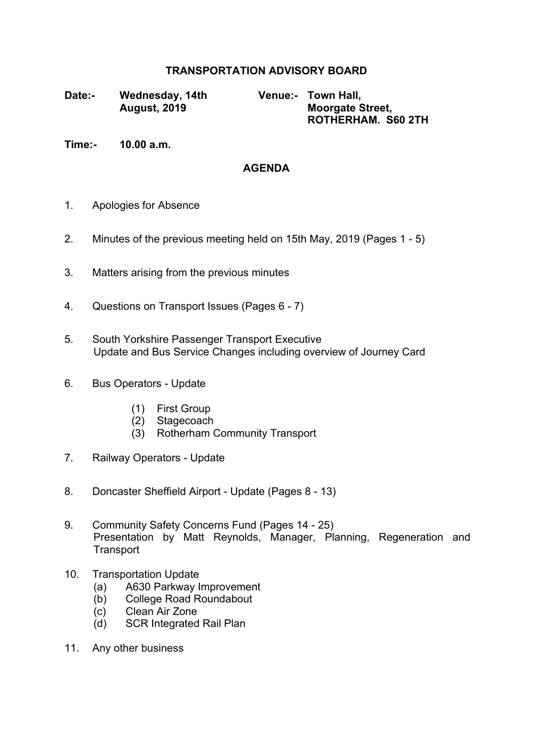# TRANSPORTATION ADVISORY BOARD

**Date:-** **Wednesday, 14th August, 2019**

**Venue:-** **Town Hall, Moorgate Street, ROTHERHAM. S60 2TH**

**Time:-** **10.00 a.m.**

## AGENDA

1. Apologies for Absence

2. Minutes of the previous meeting held on 15th May, 2019 (Pages 1 - 5)

3. Matters arising from the previous minutes

4. Questions on Transport Issues (Pages 6 - 7)

5. South Yorkshire Passenger Transport Executive
   Update and Bus Service Changes including overview of Journey Card

6. Bus Operators - Update

   (1) First Group
   (2) Stagecoach
   (3) Rotherham Community Transport

7. Railway Operators - Update

8. Doncaster Sheffield Airport - Update (Pages 8 - 13)

9. Community Safety Concerns Fund (Pages 14 - 25)
   Presentation by Matt Reynolds, Manager, Planning, Regeneration and Transport

10. Transportation Update
    (a) A630 Parkway Improvement
    (b) College Road Roundabout
    (c) Clean Air Zone
    (d) SCR Integrated Rail Plan

11. Any other business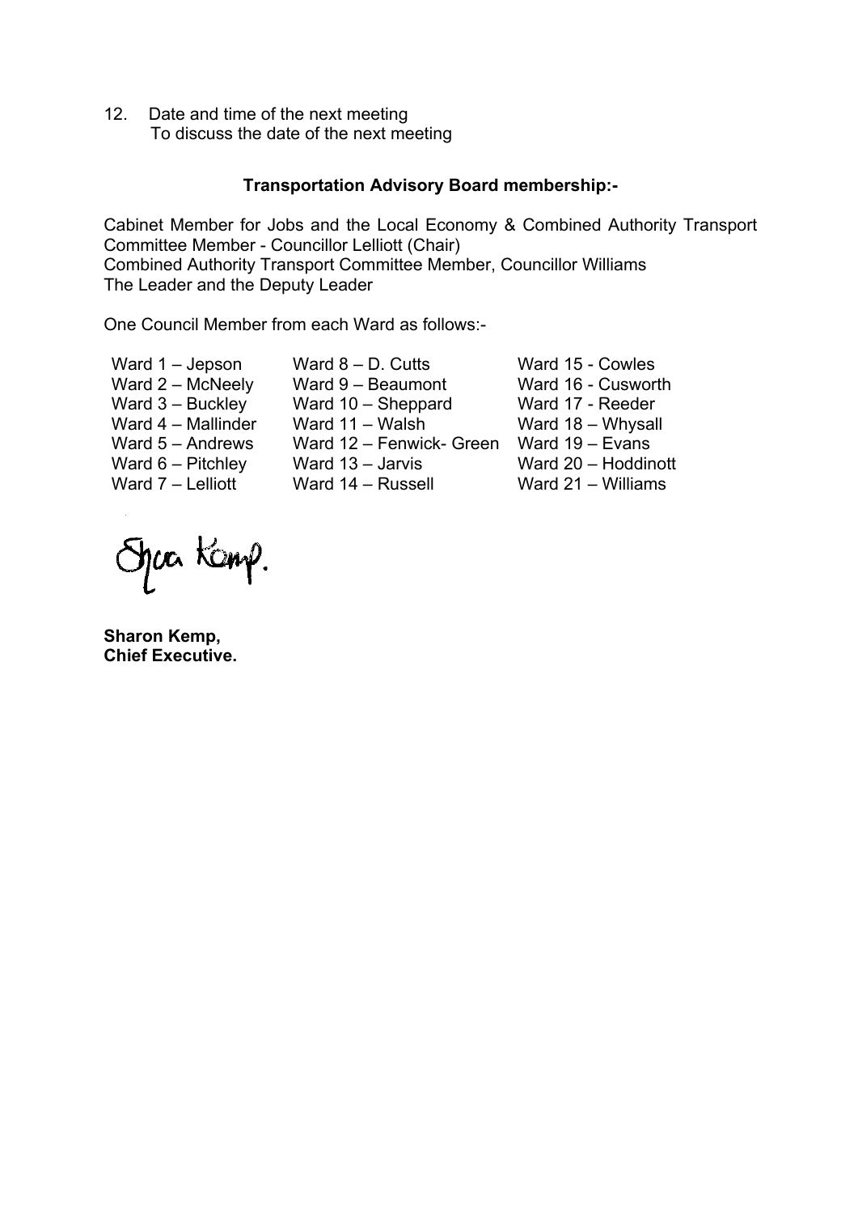12. Date and time of the next meeting
    To discuss the date of the next meeting

**Transportation Advisory Board membership:-**

Cabinet Member for Jobs and the Local Economy & Combined Authority Transport Committee Member - Councillor Lelliott (Chair)
Combined Authority Transport Committee Member, Councillor Williams
The Leader and the Deputy Leader

One Council Member from each Ward as follows:-

| | | |
|---|---|---|
| Ward 1 – Jepson | Ward 8 – D. Cutts | Ward 15 - Cowles |
| Ward 2 – McNeely | Ward 9 – Beaumont | Ward 16 - Cusworth |
| Ward 3 – Buckley | Ward 10 – Sheppard | Ward 17 - Reeder |
| Ward 4 – Mallinder | Ward 11 – Walsh | Ward 18 – Whysall |
| Ward 5 – Andrews | Ward 12 – Fenwick- Green | Ward 19 – Evans |
| Ward 6 – Pitchley | Ward 13 – Jarvis | Ward 20 – Hoddinott |
| Ward 7 – Lelliott | Ward 14 – Russell | Ward 21 – Williams |

Sharon Kemp.

**Sharon Kemp,**
**Chief Executive.**